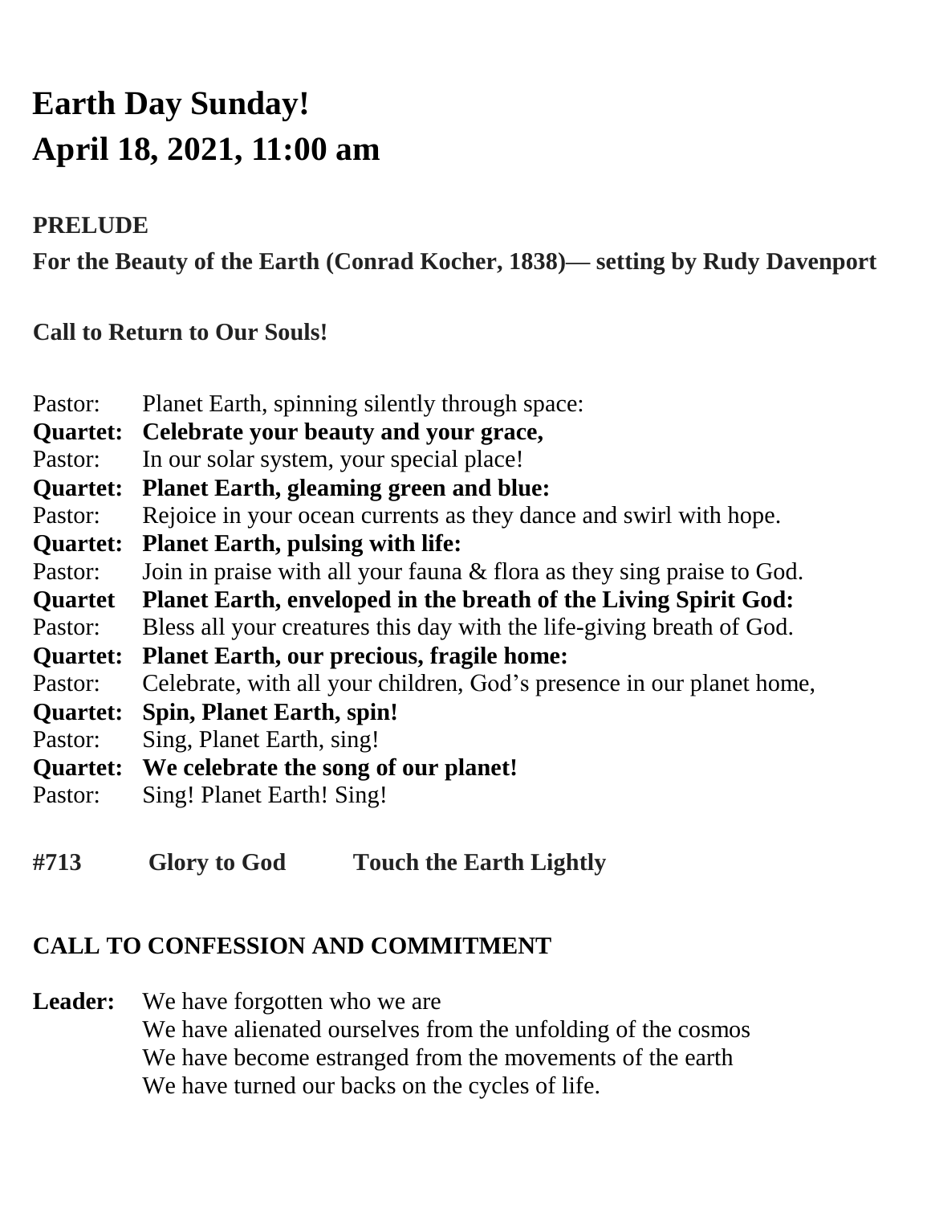# Earth Day Sunday!
# April 18, 2021, 11:00 am

**PRELUDE**

**For the Beauty of the Earth (Conrad Kocher, 1838)— setting by Rudy Davenport**

**Call to Return to Our Souls!**

Pastor: Planet Earth, spinning silently through space:
**Quartet: Celebrate your beauty and your grace,**
Pastor: In our solar system, your special place!
**Quartet: Planet Earth, gleaming green and blue:**
Pastor: Rejoice in your ocean currents as they dance and swirl with hope.
**Quartet: Planet Earth, pulsing with life:**
Pastor: Join in praise with all your fauna & flora as they sing praise to God.
**Quartet Planet Earth, enveloped in the breath of the Living Spirit God:**
Pastor: Bless all your creatures this day with the life-giving breath of God.
**Quartet: Planet Earth, our precious, fragile home:**
Pastor: Celebrate, with all your children, God's presence in our planet home,
**Quartet: Spin, Planet Earth, spin!**
Pastor: Sing, Planet Earth, sing!
**Quartet: We celebrate the song of our planet!**
Pastor: Sing! Planet Earth! Sing!

**#713 Glory to God Touch the Earth Lightly**

**CALL TO CONFESSION AND COMMITMENT**

**Leader:** We have forgotten who we are
We have alienated ourselves from the unfolding of the cosmos
We have become estranged from the movements of the earth
We have turned our backs on the cycles of life.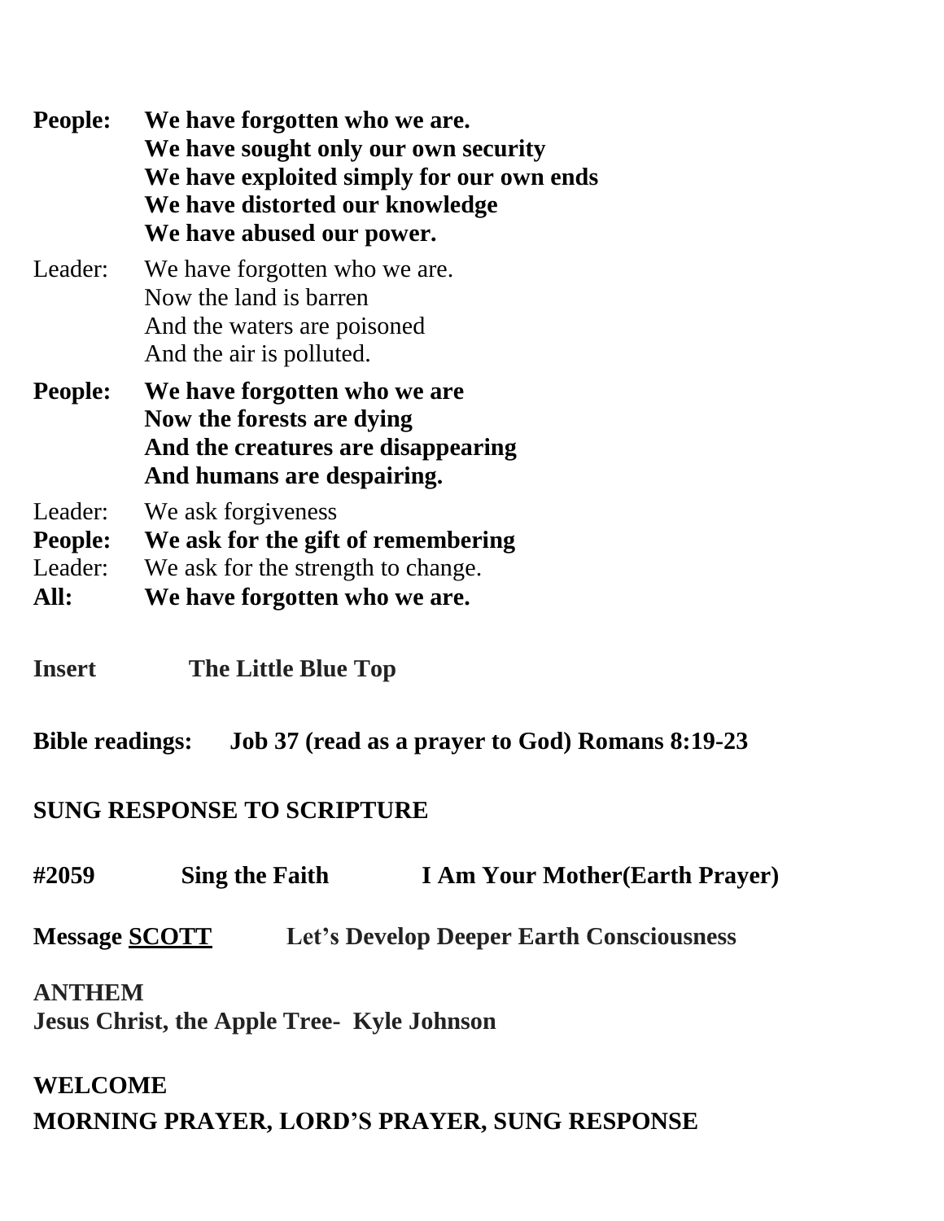**People:** **We have forgotten who we are.**
**We have sought only our own security**
**We have exploited simply for our own ends**
**We have distorted our knowledge**
**We have abused our power.**

Leader: We have forgotten who we are.
Now the land is barren
And the waters are poisoned
And the air is polluted.

**People:** **We have forgotten who we are**
**Now the forests are dying**
**And the creatures are disappearing**
**And humans are despairing.**

Leader: We ask forgiveness
**People:** **We ask for the gift of remembering**
Leader: We ask for the strength to change.
**All:** **We have forgotten who we are.**

**Insert** **The Little Blue Top**

**Bible readings:** **Job 37 (read as a prayer to God) Romans 8:19-23**

**SUNG RESPONSE TO SCRIPTURE**

**#2059** **Sing the Faith** **I Am Your Mother(Earth Prayer)**

**Message SCOTT** **Let's Develop Deeper Earth Consciousness**

**ANTHEM**
**Jesus Christ, the Apple Tree- Kyle Johnson**

**WELCOME**
**MORNING PRAYER, LORD'S PRAYER, SUNG RESPONSE**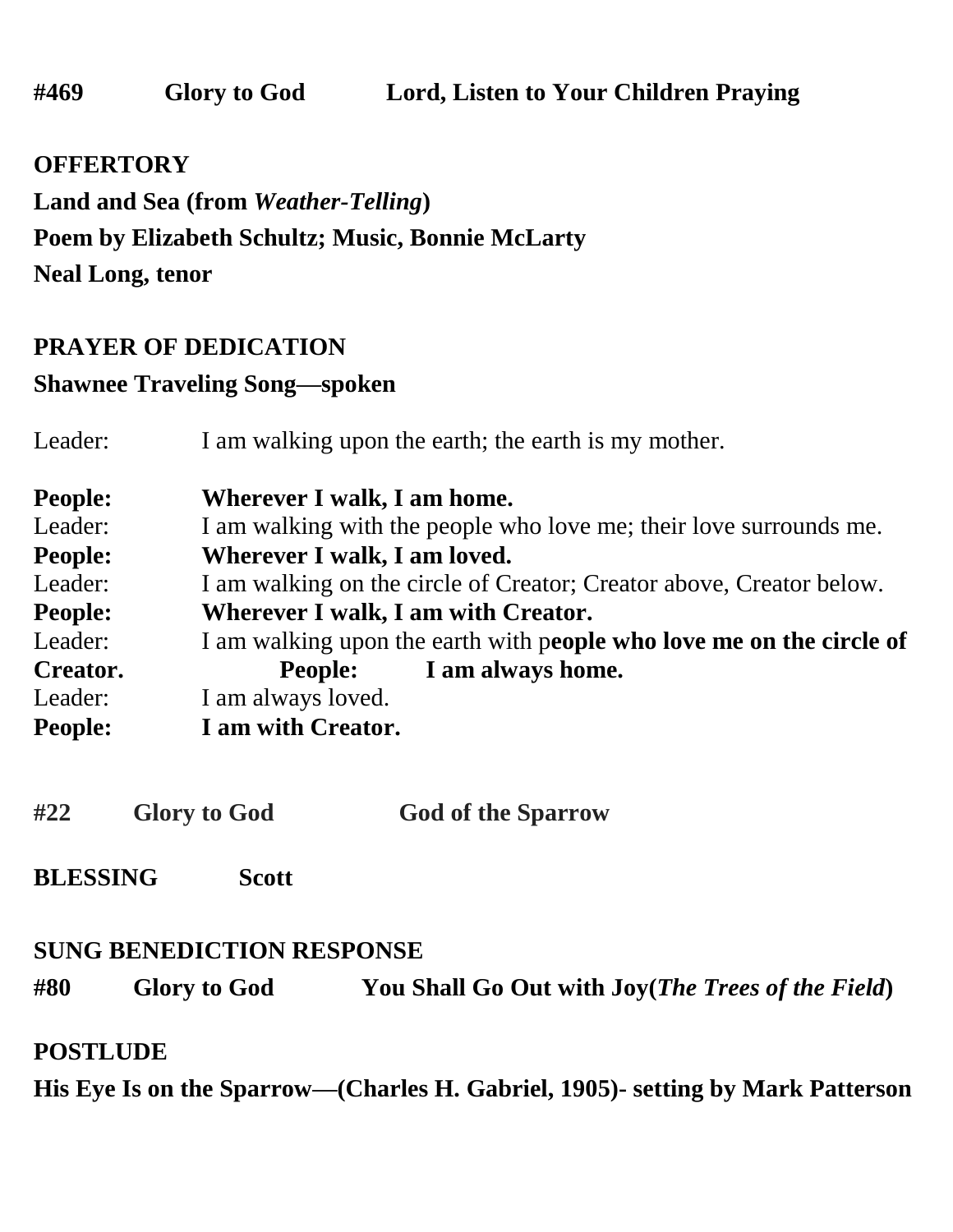**#469 Glory to God Lord, Listen to Your Children Praying**

**OFFERTORY**

**Land and Sea (from *Weather-Telling*)**

**Poem by Elizabeth Schultz; Music, Bonnie McLarty**

**Neal Long, tenor**

**PRAYER OF DEDICATION**

**Shawnee Traveling Song—spoken**

Leader: I am walking upon the earth; the earth is my mother.

**People: Wherever I walk, I am home.**

Leader: I am walking with the people who love me; their love surrounds me.

**People: Wherever I walk, I am loved.**

Leader: I am walking on the circle of Creator; Creator above, Creator below.

**People: Wherever I walk, I am with Creator.**

Leader: I am walking upon the earth with p**eople who love me on the circle of Creator. People: I am always home.**

Leader: I am always loved.

**People: I am with Creator.**

**#22 Glory to God God of the Sparrow**

**BLESSING Scott**

**SUNG BENEDICTION RESPONSE**

**#80 Glory to God You Shall Go Out with Joy(*The Trees of the Field*)**

**POSTLUDE**

**His Eye Is on the Sparrow—(Charles H. Gabriel, 1905)- setting by Mark Patterson**